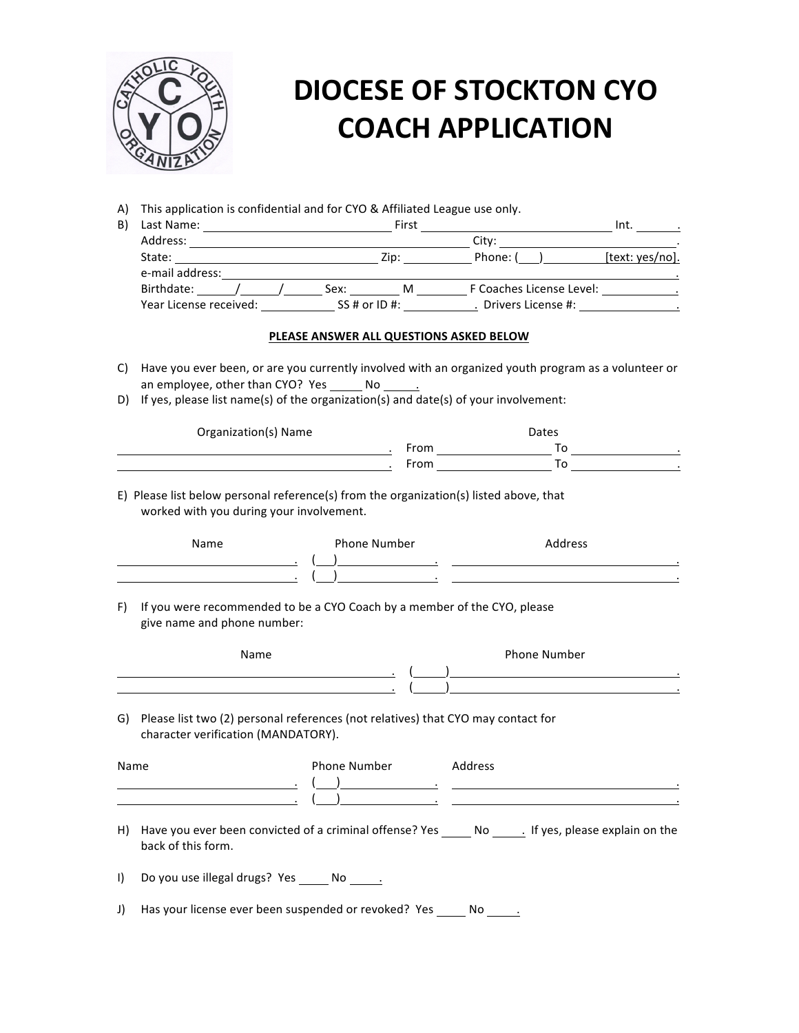# DIOCESE OF STOCKTON CYO COACH APPLICATION

A) This application is confidential and for CYO & Affiliated League use only.

B) Last Name: ______________________ First ______________________ Int. ______.
Address: ______________________________ City: ______________________.
State: ______________________ Zip: __________ Phone: (___)__________ [text: yes/no].
e-mail address: ______________________________________________.
Birthdate: _____/_____/_____ Sex: _______ M _______ F Coaches License Level: __________.
Year License received: __________ SS # or ID #: __________. Drivers License #: ______________.

**PLEASE ANSWER ALL QUESTIONS ASKED BELOW**

C) Have you ever been, or are you currently involved with an organized youth program as a volunteer or an employee, other than CYO? Yes _____ No _____.

D) If yes, please list name(s) of the organization(s) and date(s) of your involvement:

| Organization(s) Name | Dates | |
|---|---|---|
| ______________________________. | From ______________ | To ______________. |
| ______________________________. | From ______________ | To ______________. |

E) Please list below personal reference(s) from the organization(s) listed above, that worked with you during your involvement.

| Name | Phone Number | Address |
|---|---|---|
| ____________________. | (___)____________. | ______________________________. |
| ____________________. | (___)____________. | ______________________________. |

F) If you were recommended to be a CYO Coach by a member of the CYO, please give name and phone number:

| Name | Phone Number |
|---|---|
| ______________________________. | (_____)______________________________. |
| ______________________________. | (_____)______________________________. |

G) Please list two (2) personal references (not relatives) that CYO may contact for character verification (MANDATORY).

| Name | Phone Number | Address |
|---|---|---|
| ____________________. | (___)____________. | ______________________________. |
| ____________________. | (___)____________. | ______________________________. |

H) Have you ever been convicted of a criminal offense? Yes _____ No _____. If yes, please explain on the back of this form.

I) Do you use illegal drugs? Yes _____ No _____.

J) Has your license ever been suspended or revoked? Yes _____ No _____.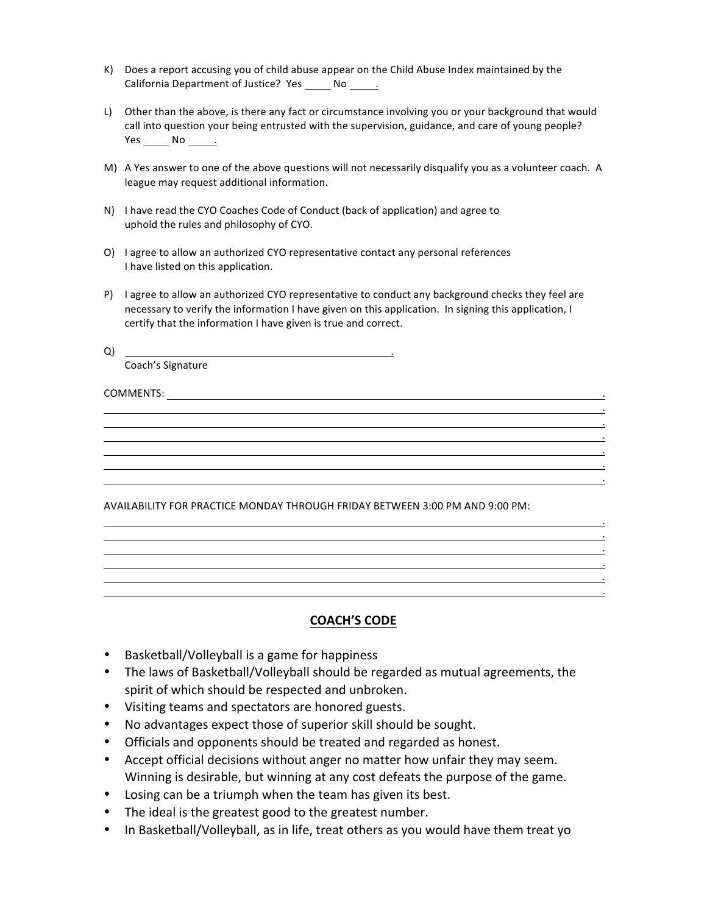K) Does a report accusing you of child abuse appear on the Child Abuse Index maintained by the California Department of Justice? Yes _____ No _____.

L) Other than the above, is there any fact or circumstance involving you or your background that would call into question your being entrusted with the supervision, guidance, and care of young people? Yes _____ No _____.

M) A Yes answer to one of the above questions will not necessarily disqualify you as a volunteer coach. A league may request additional information.

N) I have read the CYO Coaches Code of Conduct (back of application) and agree to uphold the rules and philosophy of CYO.

O) I agree to allow an authorized CYO representative contact any personal references I have listed on this application.

P) I agree to allow an authorized CYO representative to conduct any background checks they feel are necessary to verify the information I have given on this application. In signing this application, I certify that the information I have given is true and correct.

Q) ______________________________________________.
Coach's Signature

COMMENTS: ________________________________________________________________________.
________________________________________________________________________________.
________________________________________________________________________________.
________________________________________________________________________________.
________________________________________________________________________________.
________________________________________________________________________________.
________________________________________________________________________________.

AVAILABILITY FOR PRACTICE MONDAY THROUGH FRIDAY BETWEEN 3:00 PM AND 9:00 PM:

________________________________________________________________________________.
________________________________________________________________________________.
________________________________________________________________________________.
________________________________________________________________________________.
________________________________________________________________________________.
________________________________________________________________________________.

## COACH'S CODE

- Basketball/Volleyball is a game for happiness
- The laws of Basketball/Volleyball should be regarded as mutual agreements, the spirit of which should be respected and unbroken.
- Visiting teams and spectators are honored guests.
- No advantages expect those of superior skill should be sought.
- Officials and opponents should be treated and regarded as honest.
- Accept official decisions without anger no matter how unfair they may seem. Winning is desirable, but winning at any cost defeats the purpose of the game.
- Losing can be a triumph when the team has given its best.
- The ideal is the greatest good to the greatest number.
- In Basketball/Volleyball, as in life, treat others as you would have them treat yo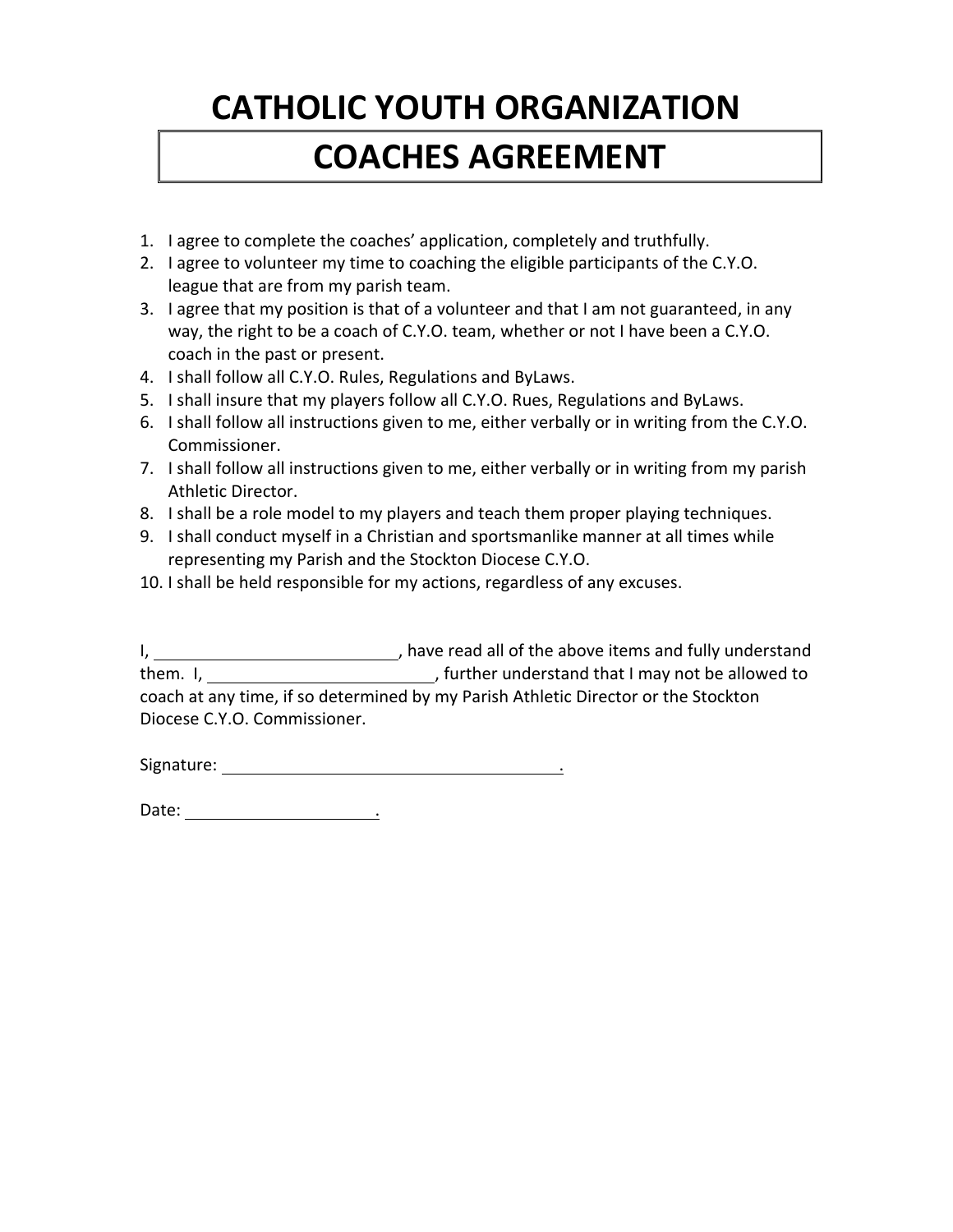# CATHOLIC YOUTH ORGANIZATION

## COACHES AGREEMENT

1. I agree to complete the coaches' application, completely and truthfully.
2. I agree to volunteer my time to coaching the eligible participants of the C.Y.O. league that are from my parish team.
3. I agree that my position is that of a volunteer and that I am not guaranteed, in any way, the right to be a coach of C.Y.O. team, whether or not I have been a C.Y.O. coach in the past or present.
4. I shall follow all C.Y.O. Rules, Regulations and ByLaws.
5. I shall insure that my players follow all C.Y.O. Rues, Regulations and ByLaws.
6. I shall follow all instructions given to me, either verbally or in writing from the C.Y.O. Commissioner.
7. I shall follow all instructions given to me, either verbally or in writing from my parish Athletic Director.
8. I shall be a role model to my players and teach them proper playing techniques.
9. I shall conduct myself in a Christian and sportsmanlike manner at all times while representing my Parish and the Stockton Diocese C.Y.O.
10. I shall be held responsible for my actions, regardless of any excuses.

I, ____________________________, have read all of the above items and fully understand them. I, ___________________________, further understand that I may not be allowed to coach at any time, if so determined by my Parish Athletic Director or the Stockton Diocese C.Y.O. Commissioner.

Signature: ________________________________________.

Date: _______________________.